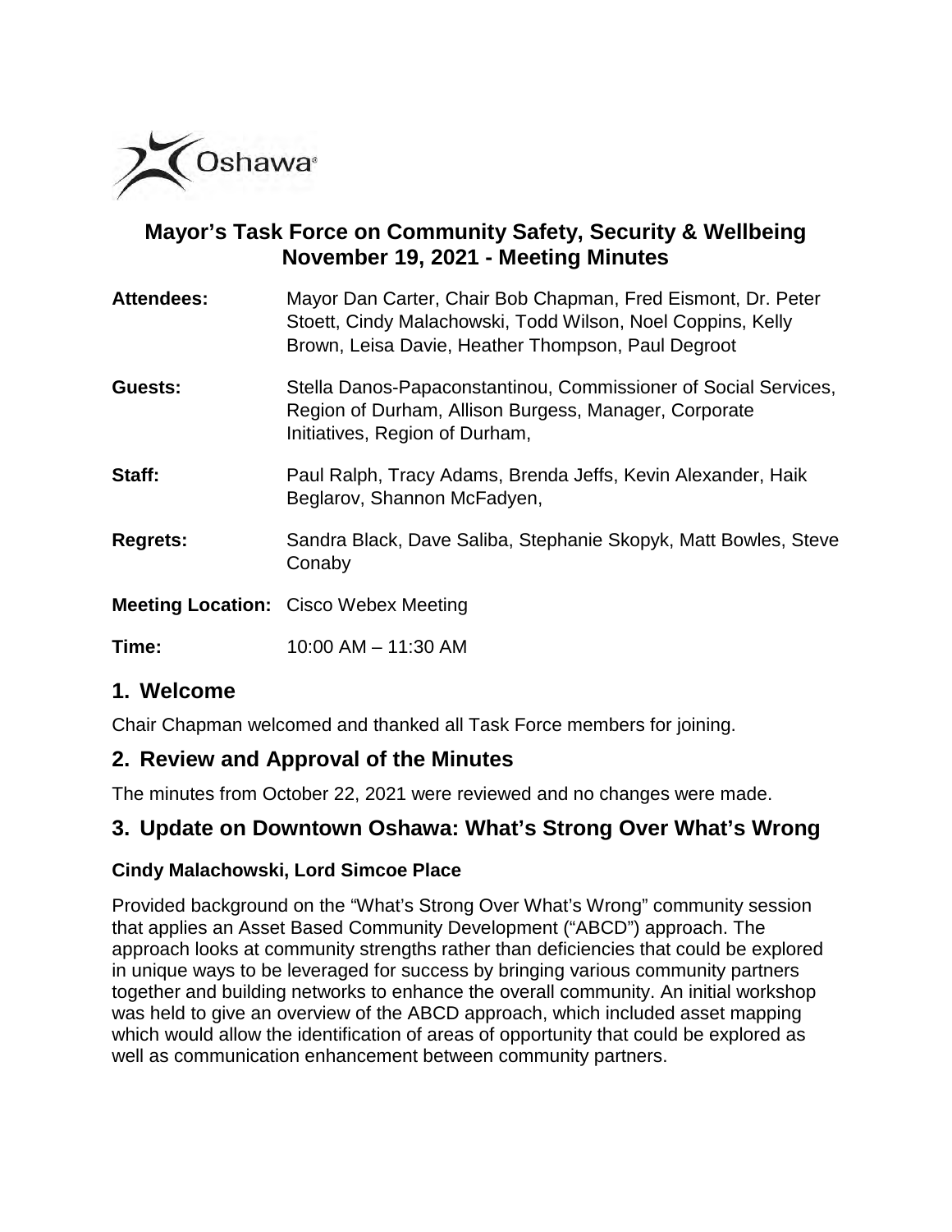Oshawa®

# Mayor's Task Force on Community Safety, Security & Wellbeing November 19, 2021 - Meeting Minutes

**Attendees:** Mayor Dan Carter, Chair Bob Chapman, Fred Eismont, Dr. Peter Stoett, Cindy Malachowski, Todd Wilson, Noel Coppins, Kelly Brown, Leisa Davie, Heather Thompson, Paul Degroot

**Guests:** Stella Danos-Papaconstantinou, Commissioner of Social Services, Region of Durham, Allison Burgess, Manager, Corporate Initiatives, Region of Durham,

**Staff:** Paul Ralph, Tracy Adams, Brenda Jeffs, Kevin Alexander, Haik Beglarov, Shannon McFadyen,

**Regrets:** Sandra Black, Dave Saliba, Stephanie Skopyk, Matt Bowles, Steve Conaby

**Meeting Location:** Cisco Webex Meeting

**Time:** 10:00 AM – 11:30 AM

## 1. Welcome

Chair Chapman welcomed and thanked all Task Force members for joining.

## 2. Review and Approval of the Minutes

The minutes from October 22, 2021 were reviewed and no changes were made.

## 3. Update on Downtown Oshawa: What's Strong Over What's Wrong

### Cindy Malachowski, Lord Simcoe Place

Provided background on the "What's Strong Over What's Wrong" community session that applies an Asset Based Community Development ("ABCD") approach. The approach looks at community strengths rather than deficiencies that could be explored in unique ways to be leveraged for success by bringing various community partners together and building networks to enhance the overall community. An initial workshop was held to give an overview of the ABCD approach, which included asset mapping which would allow the identification of areas of opportunity that could be explored as well as communication enhancement between community partners.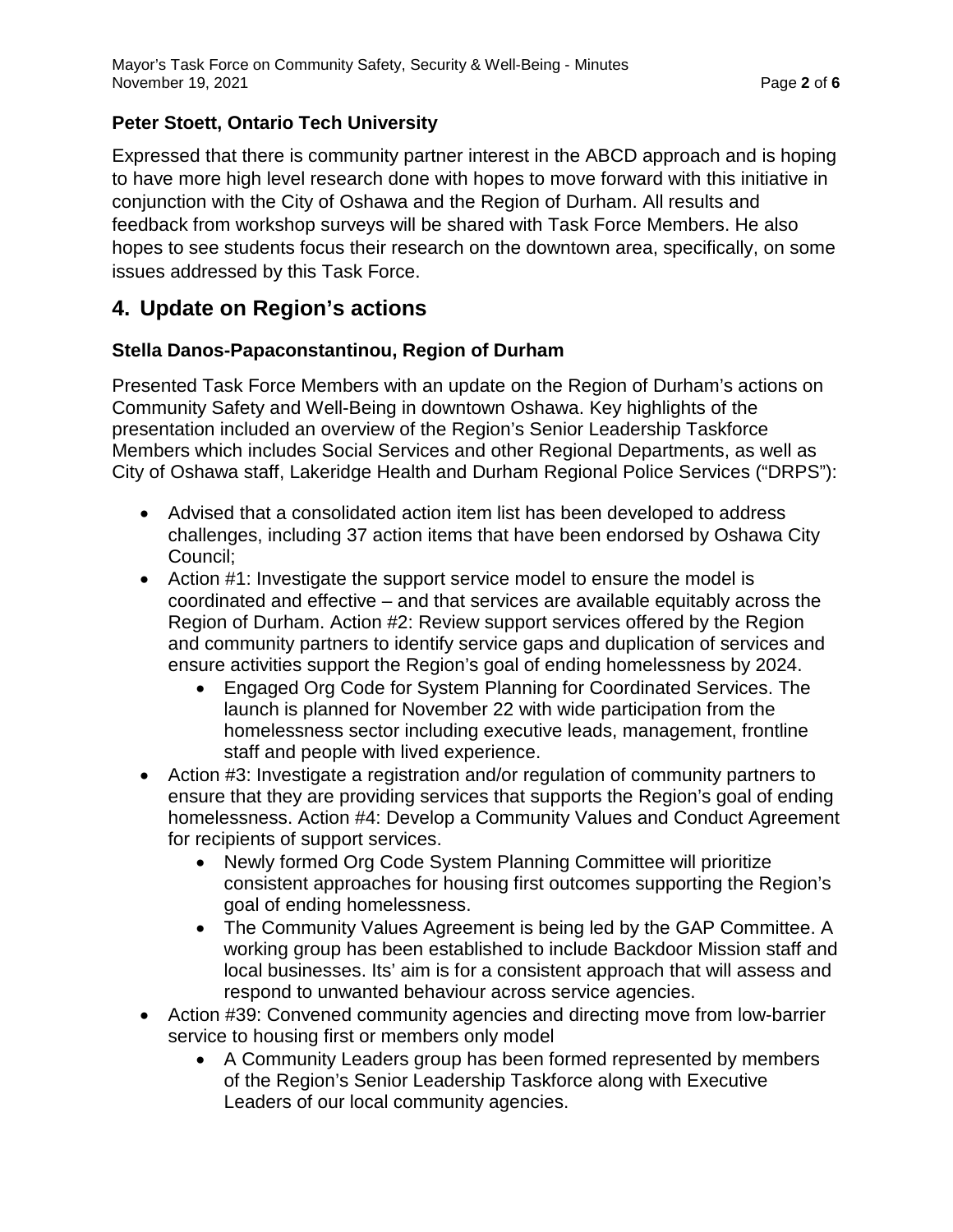**Peter Stoett, Ontario Tech University**

Expressed that there is community partner interest in the ABCD approach and is hoping to have more high level research done with hopes to move forward with this initiative in conjunction with the City of Oshawa and the Region of Durham. All results and feedback from workshop surveys will be shared with Task Force Members. He also hopes to see students focus their research on the downtown area, specifically, on some issues addressed by this Task Force.

## 4. Update on Region's actions

**Stella Danos-Papaconstantinou, Region of Durham**

Presented Task Force Members with an update on the Region of Durham's actions on Community Safety and Well-Being in downtown Oshawa. Key highlights of the presentation included an overview of the Region's Senior Leadership Taskforce Members which includes Social Services and other Regional Departments, as well as City of Oshawa staff, Lakeridge Health and Durham Regional Police Services ("DRPS"):

- Advised that a consolidated action item list has been developed to address challenges, including 37 action items that have been endorsed by Oshawa City Council;
- Action #1: Investigate the support service model to ensure the model is coordinated and effective – and that services are available equitably across the Region of Durham. Action #2: Review support services offered by the Region and community partners to identify service gaps and duplication of services and ensure activities support the Region's goal of ending homelessness by 2024.
    - Engaged Org Code for System Planning for Coordinated Services. The launch is planned for November 22 with wide participation from the homelessness sector including executive leads, management, frontline staff and people with lived experience.
- Action #3: Investigate a registration and/or regulation of community partners to ensure that they are providing services that supports the Region's goal of ending homelessness. Action #4: Develop a Community Values and Conduct Agreement for recipients of support services.
    - Newly formed Org Code System Planning Committee will prioritize consistent approaches for housing first outcomes supporting the Region's goal of ending homelessness.
    - The Community Values Agreement is being led by the GAP Committee. A working group has been established to include Backdoor Mission staff and local businesses. Its' aim is for a consistent approach that will assess and respond to unwanted behaviour across service agencies.
- Action #39: Convened community agencies and directing move from low-barrier service to housing first or members only model
    - A Community Leaders group has been formed represented by members of the Region's Senior Leadership Taskforce along with Executive Leaders of our local community agencies.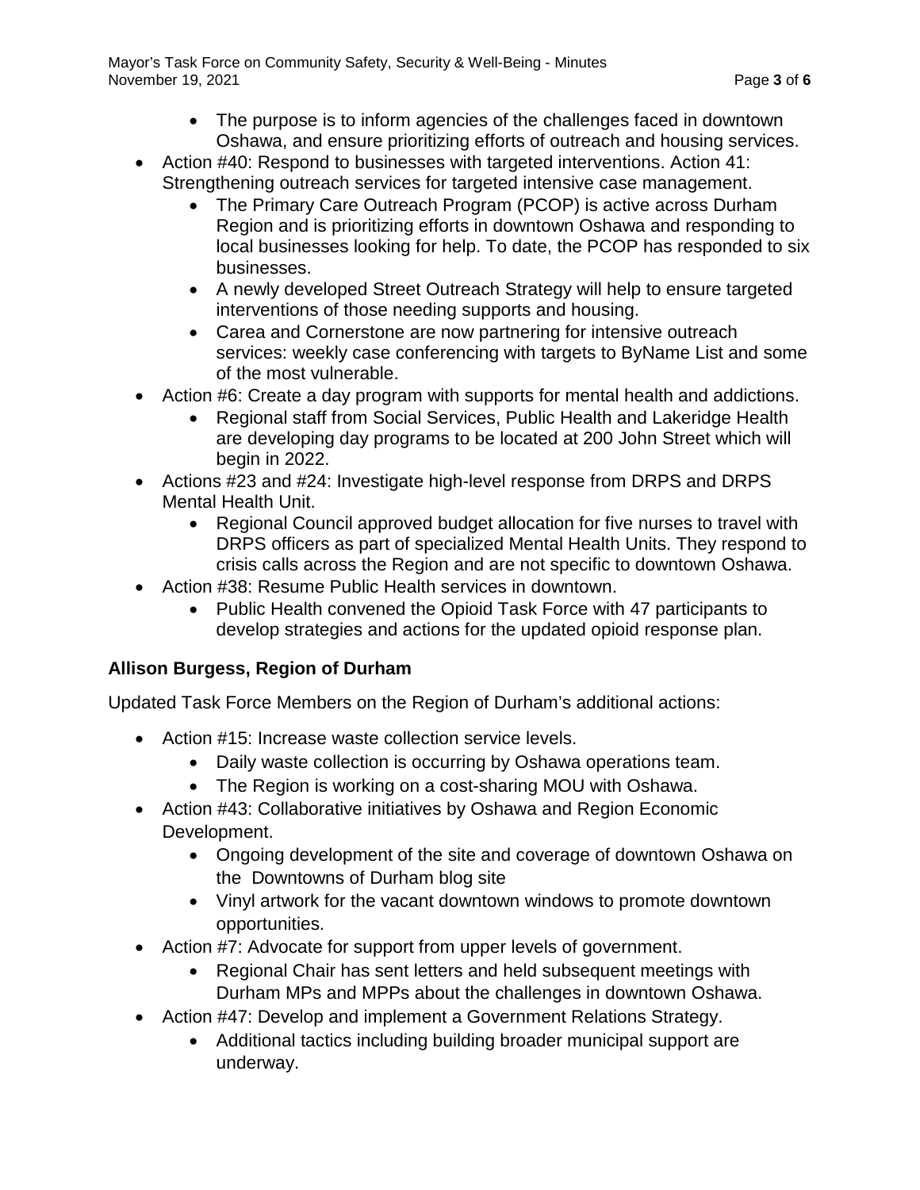- The purpose is to inform agencies of the challenges faced in downtown Oshawa, and ensure prioritizing efforts of outreach and housing services.
- Action #40: Respond to businesses with targeted interventions. Action 41: Strengthening outreach services for targeted intensive case management.
  - The Primary Care Outreach Program (PCOP) is active across Durham Region and is prioritizing efforts in downtown Oshawa and responding to local businesses looking for help. To date, the PCOP has responded to six businesses.
  - A newly developed Street Outreach Strategy will help to ensure targeted interventions of those needing supports and housing.
  - Carea and Cornerstone are now partnering for intensive outreach services: weekly case conferencing with targets to ByName List and some of the most vulnerable.
- Action #6: Create a day program with supports for mental health and addictions.
  - Regional staff from Social Services, Public Health and Lakeridge Health are developing day programs to be located at 200 John Street which will begin in 2022.
- Actions #23 and #24: Investigate high-level response from DRPS and DRPS Mental Health Unit.
  - Regional Council approved budget allocation for five nurses to travel with DRPS officers as part of specialized Mental Health Units. They respond to crisis calls across the Region and are not specific to downtown Oshawa.
- Action #38: Resume Public Health services in downtown.
  - Public Health convened the Opioid Task Force with 47 participants to develop strategies and actions for the updated opioid response plan.

**Allison Burgess, Region of Durham**

Updated Task Force Members on the Region of Durham's additional actions:

- Action #15: Increase waste collection service levels.
  - Daily waste collection is occurring by Oshawa operations team.
  - The Region is working on a cost-sharing MOU with Oshawa.
- Action #43: Collaborative initiatives by Oshawa and Region Economic Development.
  - Ongoing development of the site and coverage of downtown Oshawa on the Downtowns of Durham blog site
  - Vinyl artwork for the vacant downtown windows to promote downtown opportunities.
- Action #7: Advocate for support from upper levels of government.
  - Regional Chair has sent letters and held subsequent meetings with Durham MPs and MPPs about the challenges in downtown Oshawa.
- Action #47: Develop and implement a Government Relations Strategy.
  - Additional tactics including building broader municipal support are underway.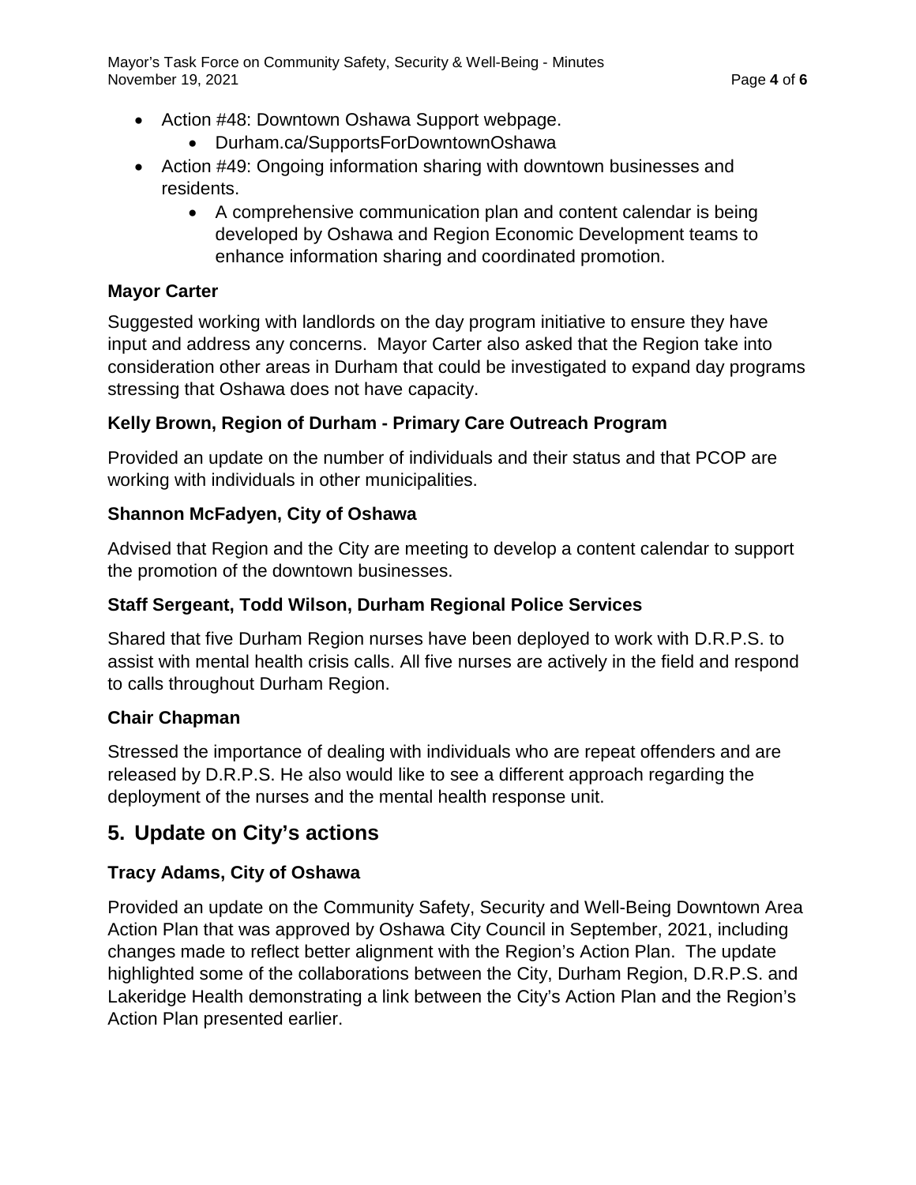- Action #48: Downtown Oshawa Support webpage.
    - Durham.ca/SupportsForDowntownOshawa
- Action #49: Ongoing information sharing with downtown businesses and residents.
    - A comprehensive communication plan and content calendar is being developed by Oshawa and Region Economic Development teams to enhance information sharing and coordinated promotion.

**Mayor Carter**

Suggested working with landlords on the day program initiative to ensure they have input and address any concerns. Mayor Carter also asked that the Region take into consideration other areas in Durham that could be investigated to expand day programs stressing that Oshawa does not have capacity.

**Kelly Brown, Region of Durham - Primary Care Outreach Program**

Provided an update on the number of individuals and their status and that PCOP are working with individuals in other municipalities.

**Shannon McFadyen, City of Oshawa**

Advised that Region and the City are meeting to develop a content calendar to support the promotion of the downtown businesses.

**Staff Sergeant, Todd Wilson, Durham Regional Police Services**

Shared that five Durham Region nurses have been deployed to work with D.R.P.S. to assist with mental health crisis calls. All five nurses are actively in the field and respond to calls throughout Durham Region.

**Chair Chapman**

Stressed the importance of dealing with individuals who are repeat offenders and are released by D.R.P.S. He also would like to see a different approach regarding the deployment of the nurses and the mental health response unit.

## 5. Update on City's actions

**Tracy Adams, City of Oshawa**

Provided an update on the Community Safety, Security and Well-Being Downtown Area Action Plan that was approved by Oshawa City Council in September, 2021, including changes made to reflect better alignment with the Region's Action Plan. The update highlighted some of the collaborations between the City, Durham Region, D.R.P.S. and Lakeridge Health demonstrating a link between the City's Action Plan and the Region's Action Plan presented earlier.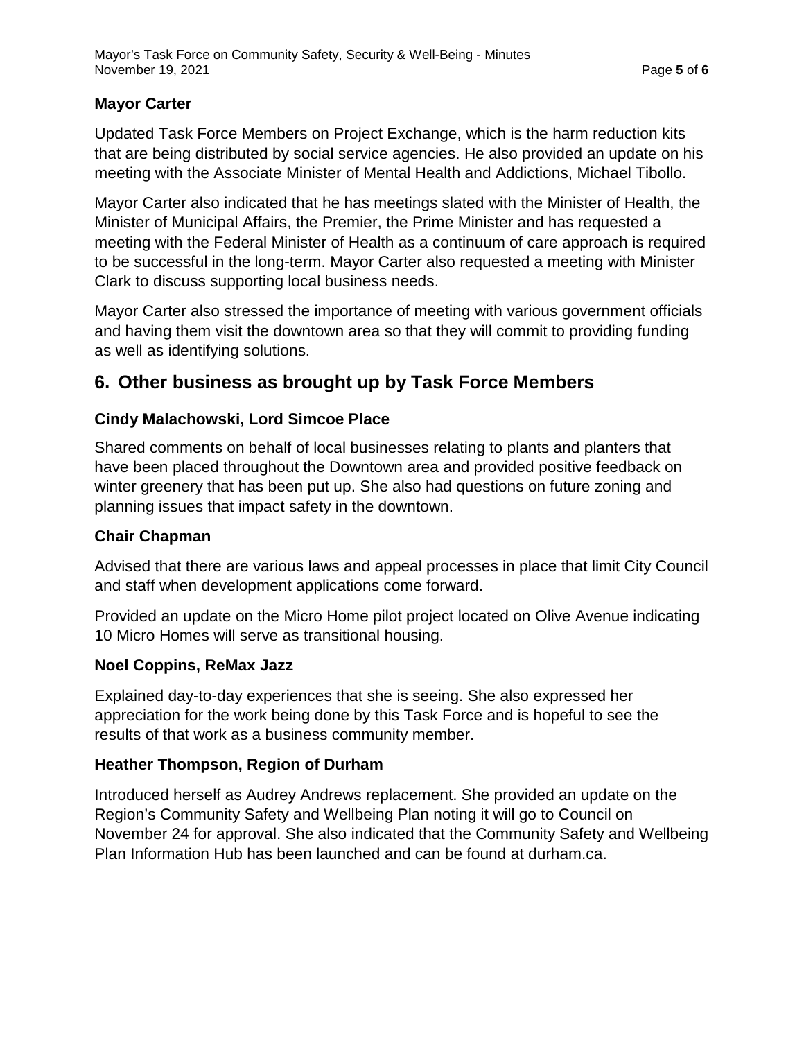**Mayor Carter**

Updated Task Force Members on Project Exchange, which is the harm reduction kits that are being distributed by social service agencies. He also provided an update on his meeting with the Associate Minister of Mental Health and Addictions, Michael Tibollo.

Mayor Carter also indicated that he has meetings slated with the Minister of Health, the Minister of Municipal Affairs, the Premier, the Prime Minister and has requested a meeting with the Federal Minister of Health as a continuum of care approach is required to be successful in the long-term. Mayor Carter also requested a meeting with Minister Clark to discuss supporting local business needs.

Mayor Carter also stressed the importance of meeting with various government officials and having them visit the downtown area so that they will commit to providing funding as well as identifying solutions.

## 6. Other business as brought up by Task Force Members

**Cindy Malachowski, Lord Simcoe Place**

Shared comments on behalf of local businesses relating to plants and planters that have been placed throughout the Downtown area and provided positive feedback on winter greenery that has been put up. She also had questions on future zoning and planning issues that impact safety in the downtown.

**Chair Chapman**

Advised that there are various laws and appeal processes in place that limit City Council and staff when development applications come forward.

Provided an update on the Micro Home pilot project located on Olive Avenue indicating 10 Micro Homes will serve as transitional housing.

**Noel Coppins, ReMax Jazz**

Explained day-to-day experiences that she is seeing. She also expressed her appreciation for the work being done by this Task Force and is hopeful to see the results of that work as a business community member.

**Heather Thompson, Region of Durham**

Introduced herself as Audrey Andrews replacement. She provided an update on the Region's Community Safety and Wellbeing Plan noting it will go to Council on November 24 for approval. She also indicated that the Community Safety and Wellbeing Plan Information Hub has been launched and can be found at durham.ca.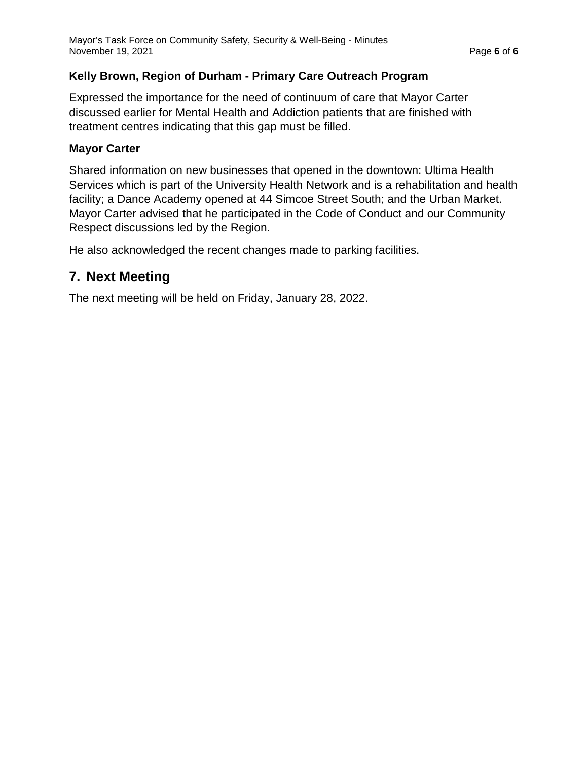**Kelly Brown, Region of Durham - Primary Care Outreach Program**

Expressed the importance for the need of continuum of care that Mayor Carter discussed earlier for Mental Health and Addiction patients that are finished with treatment centres indicating that this gap must be filled.

**Mayor Carter**

Shared information on new businesses that opened in the downtown: Ultima Health Services which is part of the University Health Network and is a rehabilitation and health facility; a Dance Academy opened at 44 Simcoe Street South; and the Urban Market. Mayor Carter advised that he participated in the Code of Conduct and our Community Respect discussions led by the Region.

He also acknowledged the recent changes made to parking facilities.

## 7. Next Meeting

The next meeting will be held on Friday, January 28, 2022.